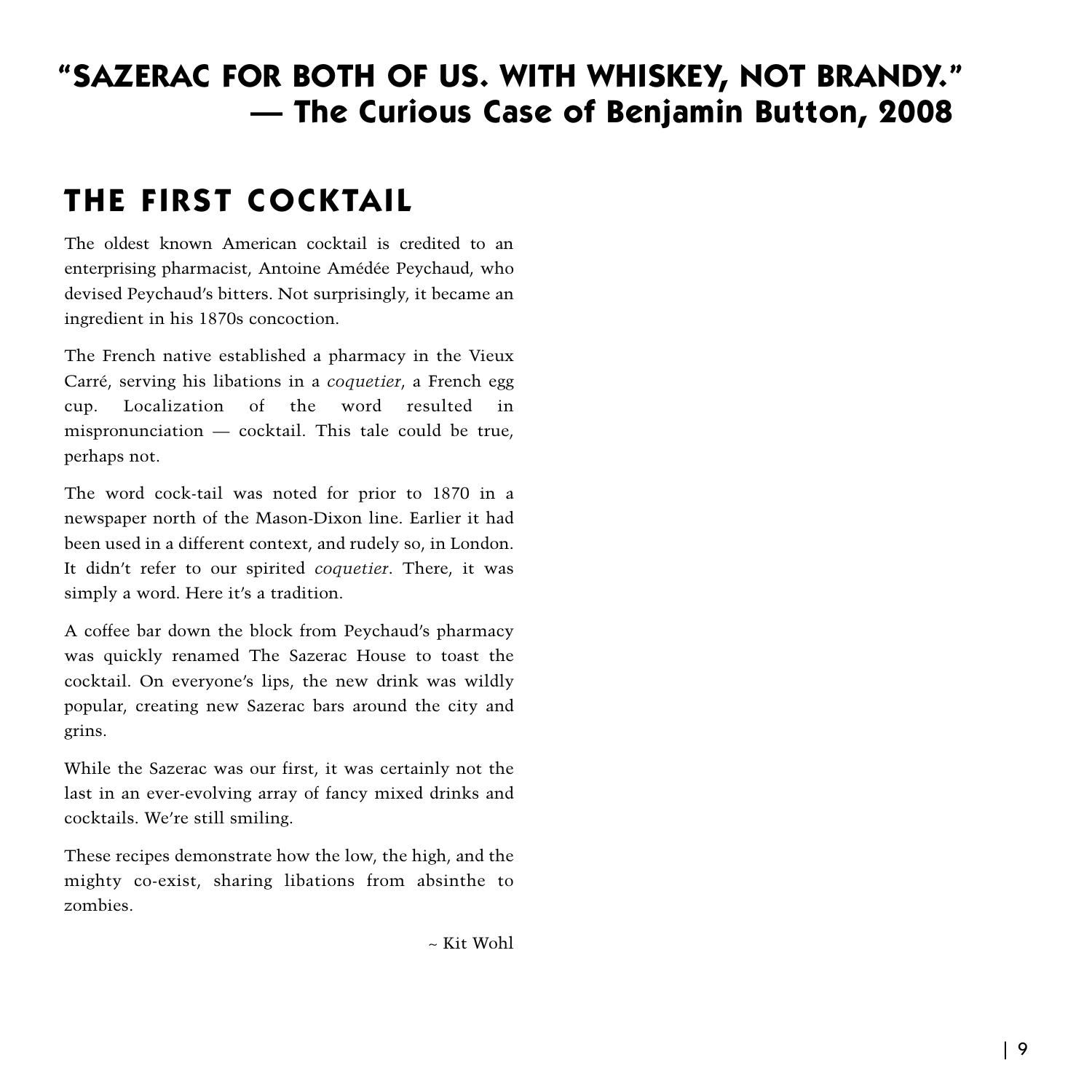# "SAZERAC FOR BOTH OF US. WITH WHISKEY, NOT BRANDY."
# — The Curious Case of Benjamin Button, 2008

## THE FIRST COCKTAIL

The oldest known American cocktail is credited to an enterprising pharmacist, Antoine Amédée Peychaud, who devised Peychaud's bitters. Not surprisingly, it became an ingredient in his 1870s concoction.

The French native established a pharmacy in the Vieux Carré, serving his libations in a *coquetier*, a French egg cup. Localization of the word resulted in mispronunciation — cocktail. This tale could be true, perhaps not.

The word cock-tail was noted for prior to 1870 in a newspaper north of the Mason-Dixon line. Earlier it had been used in a different context, and rudely so, in London. It didn't refer to our spirited *coquetier*. There, it was simply a word. Here it's a tradition.

A coffee bar down the block from Peychaud's pharmacy was quickly renamed The Sazerac House to toast the cocktail. On everyone's lips, the new drink was wildly popular, creating new Sazerac bars around the city and grins.

While the Sazerac was our first, it was certainly not the last in an ever-evolving array of fancy mixed drinks and cocktails. We're still smiling.

These recipes demonstrate how the low, the high, and the mighty co-exist, sharing libations from absinthe to zombies.

~ Kit Wohl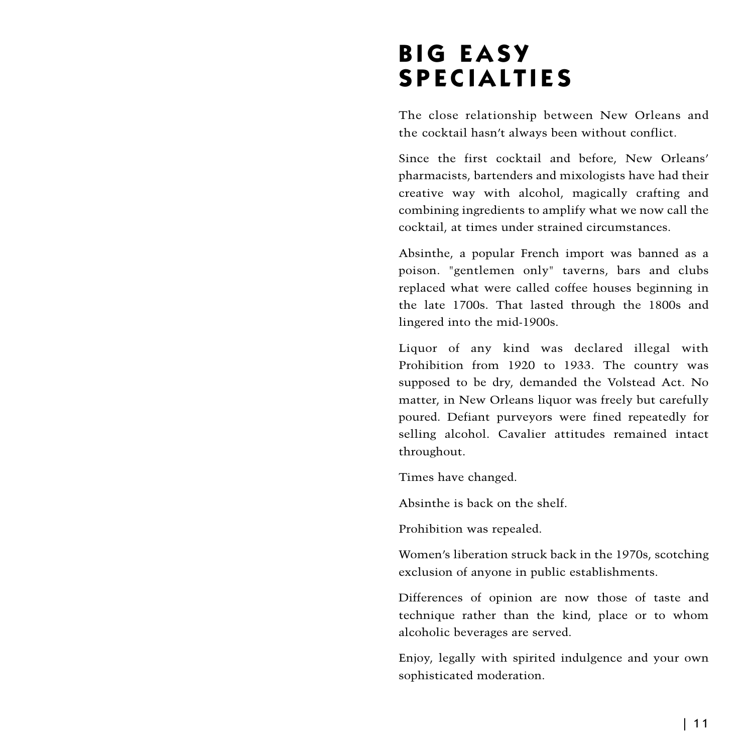# BIG EASY SPECIALTIES

The close relationship between New Orleans and the cocktail hasn't always been without conflict.

Since the first cocktail and before, New Orleans' pharmacists, bartenders and mixologists have had their creative way with alcohol, magically crafting and combining ingredients to amplify what we now call the cocktail, at times under strained circumstances.

Absinthe, a popular French import was banned as a poison. "gentlemen only" taverns, bars and clubs replaced what were called coffee houses beginning in the late 1700s. That lasted through the 1800s and lingered into the mid-1900s.

Liquor of any kind was declared illegal with Prohibition from 1920 to 1933. The country was supposed to be dry, demanded the Volstead Act. No matter, in New Orleans liquor was freely but carefully poured. Defiant purveyors were fined repeatedly for selling alcohol. Cavalier attitudes remained intact throughout.

Times have changed.

Absinthe is back on the shelf.

Prohibition was repealed.

Women's liberation struck back in the 1970s, scotching exclusion of anyone in public establishments.

Differences of opinion are now those of taste and technique rather than the kind, place or to whom alcoholic beverages are served.

Enjoy, legally with spirited indulgence and your own sophisticated moderation.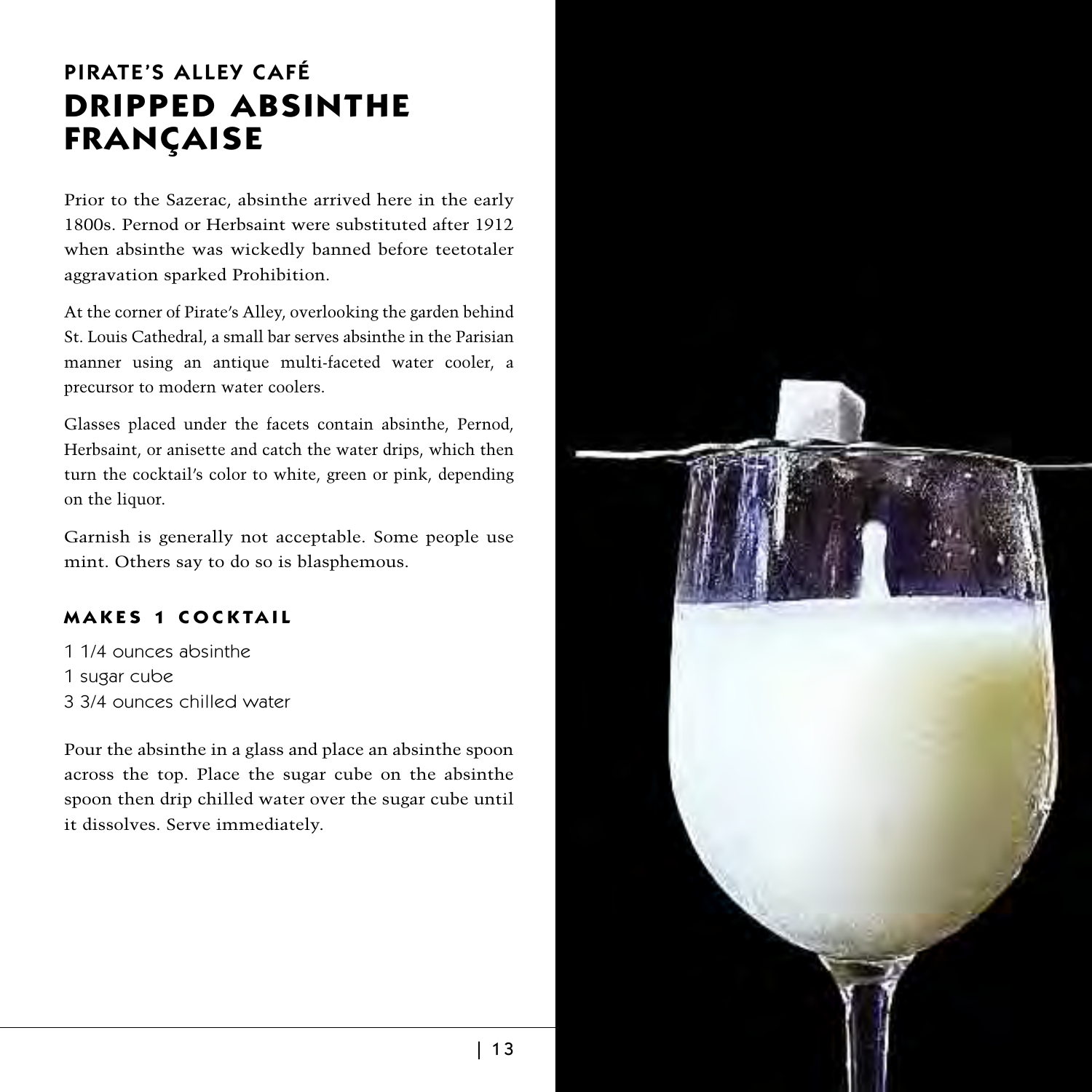### PIRATE'S ALLEY CAFÉ

# DRIPPED ABSINTHE FRANÇAISE

Prior to the Sazerac, absinthe arrived here in the early 1800s. Pernod or Herbsaint were substituted after 1912 when absinthe was wickedly banned before teetotaler aggravation sparked Prohibition.

At the corner of Pirate's Alley, overlooking the garden behind St. Louis Cathedral, a small bar serves absinthe in the Parisian manner using an antique multi-faceted water cooler, a precursor to modern water coolers.

Glasses placed under the facets contain absinthe, Pernod, Herbsaint, or anisette and catch the water drips, which then turn the cocktail's color to white, green or pink, depending on the liquor.

Garnish is generally not acceptable. Some people use mint. Others say to do so is blasphemous.

#### MAKES 1 COCKTAIL

1 1/4 ounces absinthe
1 sugar cube
3 3/4 ounces chilled water

Pour the absinthe in a glass and place an absinthe spoon across the top. Place the sugar cube on the absinthe spoon then drip chilled water over the sugar cube until it dissolves. Serve immediately.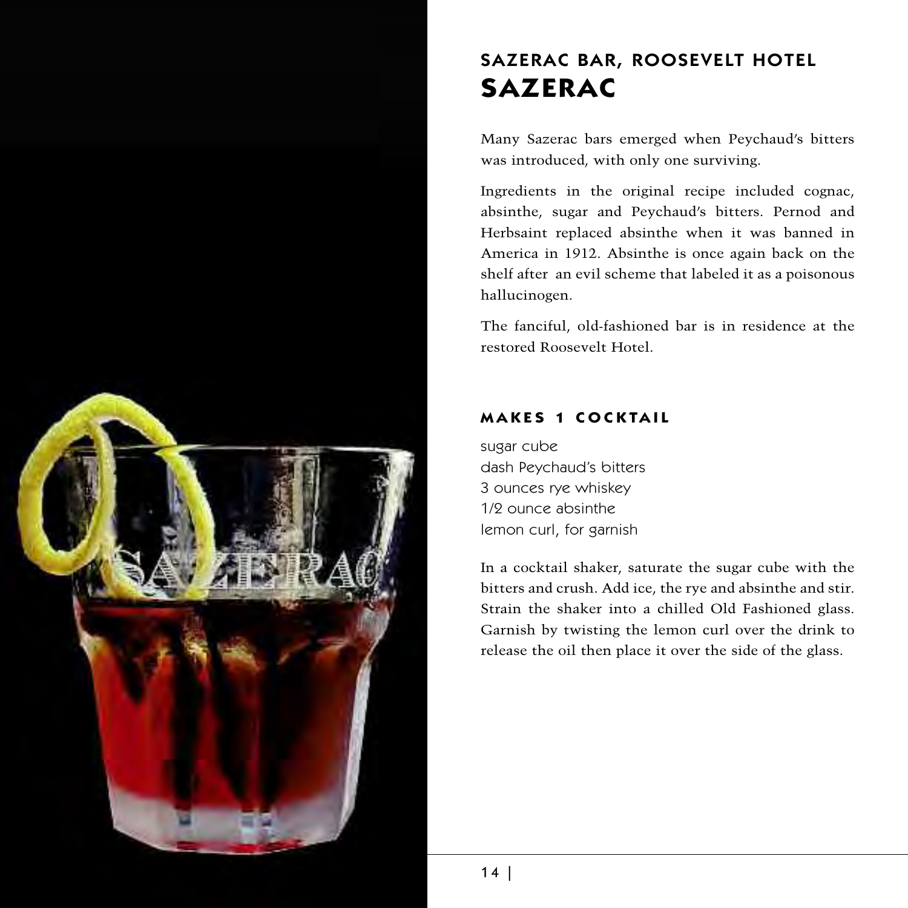## SAZERAC BAR, ROOSEVELT HOTEL

# SAZERAC

Many Sazerac bars emerged when Peychaud's bitters was introduced, with only one surviving.

Ingredients in the original recipe included cognac, absinthe, sugar and Peychaud's bitters. Pernod and Herbsaint replaced absinthe when it was banned in America in 1912. Absinthe is once again back on the shelf after an evil scheme that labeled it as a poisonous hallucinogen.

The fanciful, old-fashioned bar is in residence at the restored Roosevelt Hotel.

### MAKES 1 COCKTAIL

sugar cube
dash Peychaud's bitters
3 ounces rye whiskey
1/2 ounce absinthe
lemon curl, for garnish

In a cocktail shaker, saturate the sugar cube with the bitters and crush. Add ice, the rye and absinthe and stir. Strain the shaker into a chilled Old Fashioned glass. Garnish by twisting the lemon curl over the drink to release the oil then place it over the side of the glass.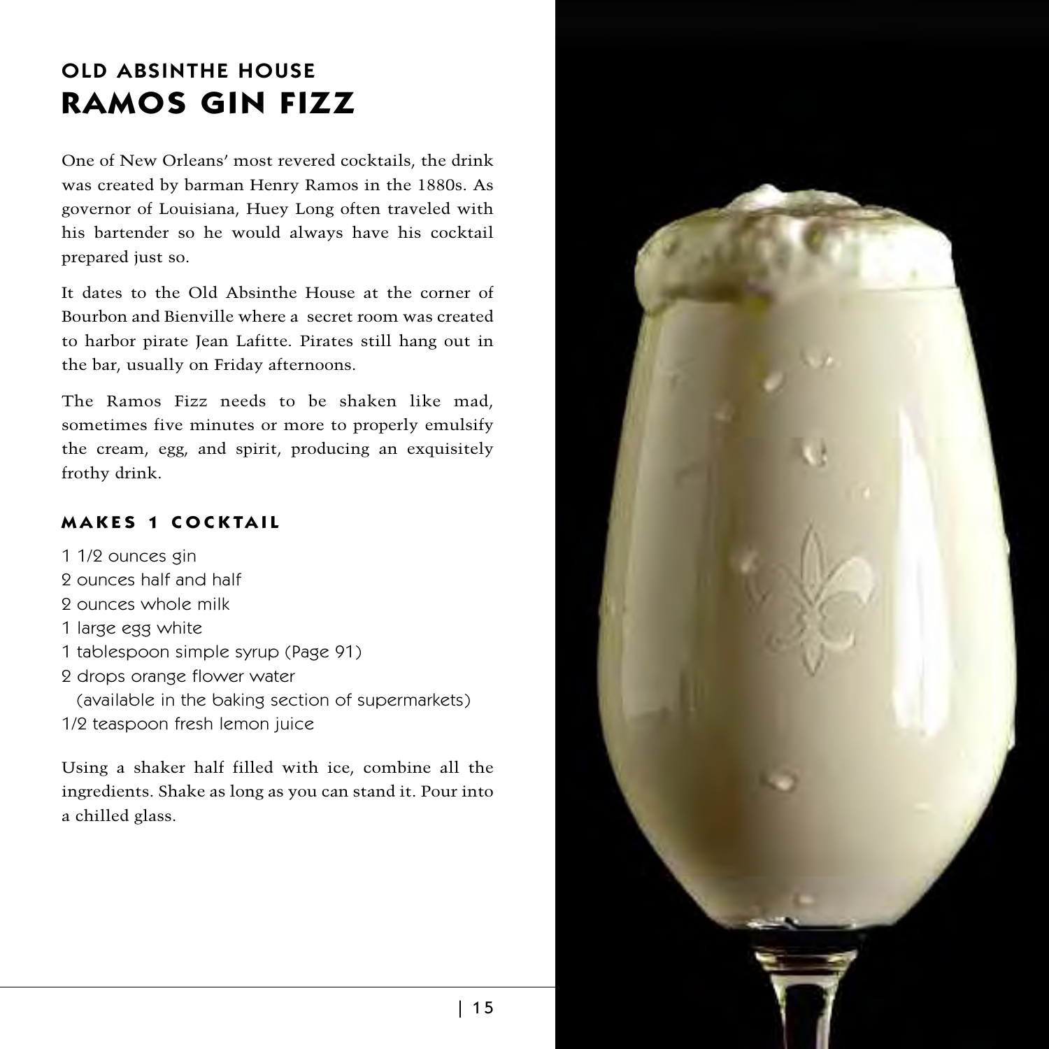### OLD ABSINTHE HOUSE
# RAMOS GIN FIZZ

One of New Orleans' most revered cocktails, the drink was created by barman Henry Ramos in the 1880s. As governor of Louisiana, Huey Long often traveled with his bartender so he would always have his cocktail prepared just so.

It dates to the Old Absinthe House at the corner of Bourbon and Bienville where a secret room was created to harbor pirate Jean Lafitte. Pirates still hang out in the bar, usually on Friday afternoons.

The Ramos Fizz needs to be shaken like mad, sometimes five minutes or more to properly emulsify the cream, egg, and spirit, producing an exquisitely frothy drink.

#### MAKES 1 COCKTAIL

1 1/2 ounces gin
2 ounces half and half
2 ounces whole milk
1 large egg white
1 tablespoon simple syrup (Page 91)
2 drops orange flower water
(available in the baking section of supermarkets)
1/2 teaspoon fresh lemon juice

Using a shaker half filled with ice, combine all the ingredients. Shake as long as you can stand it. Pour into a chilled glass.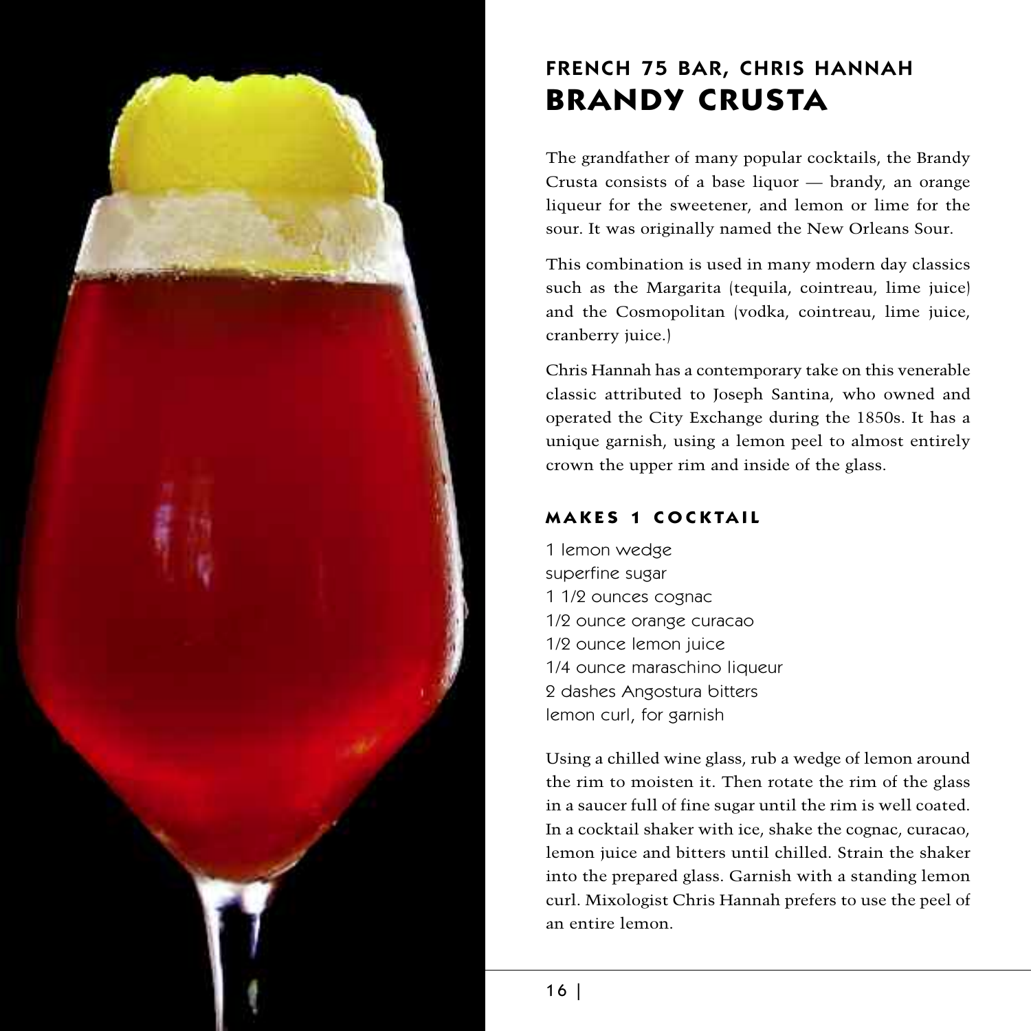## FRENCH 75 BAR, CHRIS HANNAH

# BRANDY CRUSTA

The grandfather of many popular cocktails, the Brandy Crusta consists of a base liquor — brandy, an orange liqueur for the sweetener, and lemon or lime for the sour. It was originally named the New Orleans Sour.

This combination is used in many modern day classics such as the Margarita (tequila, cointreau, lime juice) and the Cosmopolitan (vodka, cointreau, lime juice, cranberry juice.)

Chris Hannah has a contemporary take on this venerable classic attributed to Joseph Santina, who owned and operated the City Exchange during the 1850s. It has a unique garnish, using a lemon peel to almost entirely crown the upper rim and inside of the glass.

### MAKES 1 COCKTAIL

1 lemon wedge
superfine sugar
1 1/2 ounces cognac
1/2 ounce orange curacao
1/2 ounce lemon juice
1/4 ounce maraschino liqueur
2 dashes Angostura bitters
lemon curl, for garnish

Using a chilled wine glass, rub a wedge of lemon around the rim to moisten it. Then rotate the rim of the glass in a saucer full of fine sugar until the rim is well coated. In a cocktail shaker with ice, shake the cognac, curacao, lemon juice and bitters until chilled. Strain the shaker into the prepared glass. Garnish with a standing lemon curl. Mixologist Chris Hannah prefers to use the peel of an entire lemon.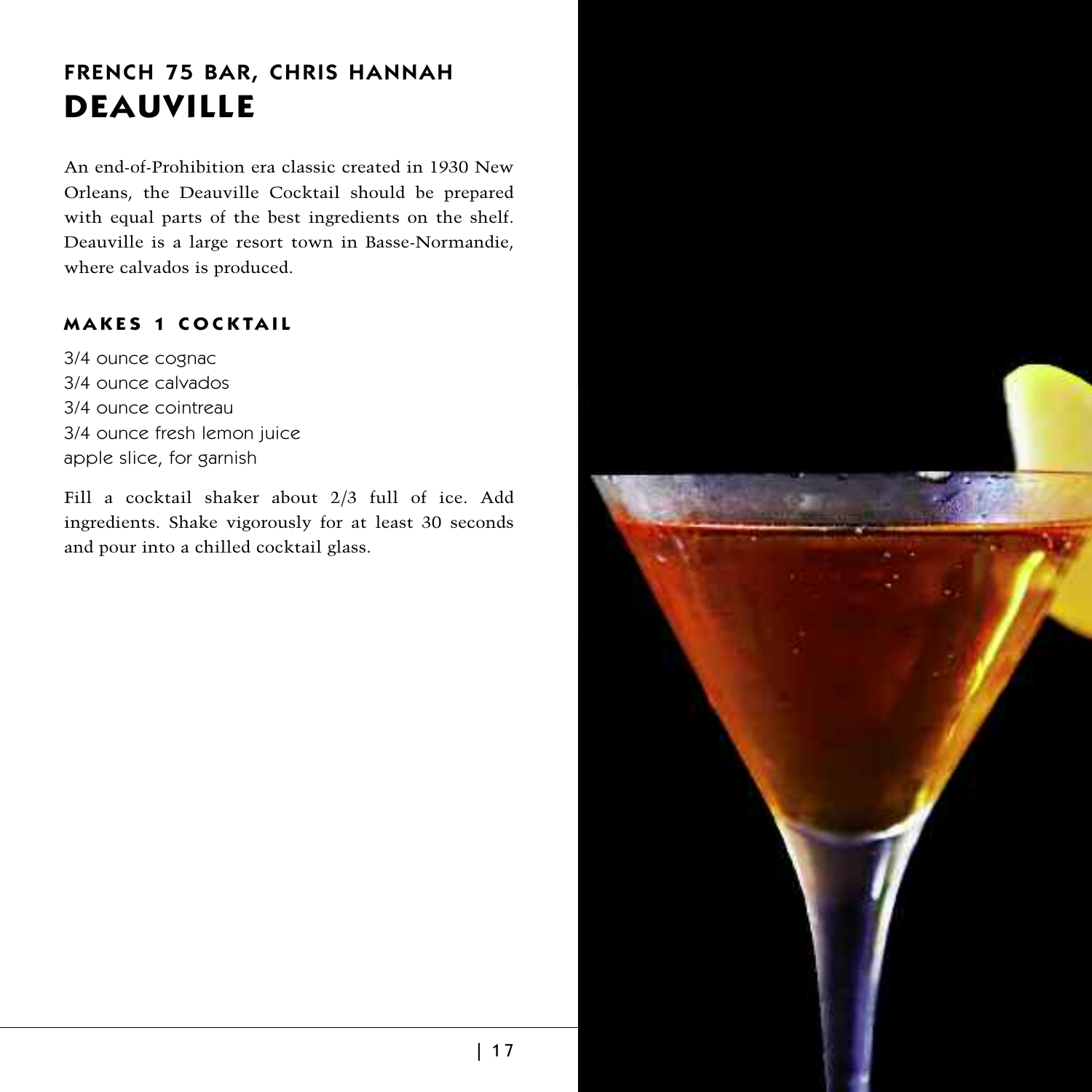## FRENCH 75 BAR, CHRIS HANNAH

# DEAUVILLE

An end-of-Prohibition era classic created in 1930 New Orleans, the Deauville Cocktail should be prepared with equal parts of the best ingredients on the shelf. Deauville is a large resort town in Basse-Normandie, where calvados is produced.

### MAKES 1 COCKTAIL

3/4 ounce cognac
3/4 ounce calvados
3/4 ounce cointreau
3/4 ounce fresh lemon juice
apple slice, for garnish

Fill a cocktail shaker about 2/3 full of ice. Add ingredients. Shake vigorously for at least 30 seconds and pour into a chilled cocktail glass.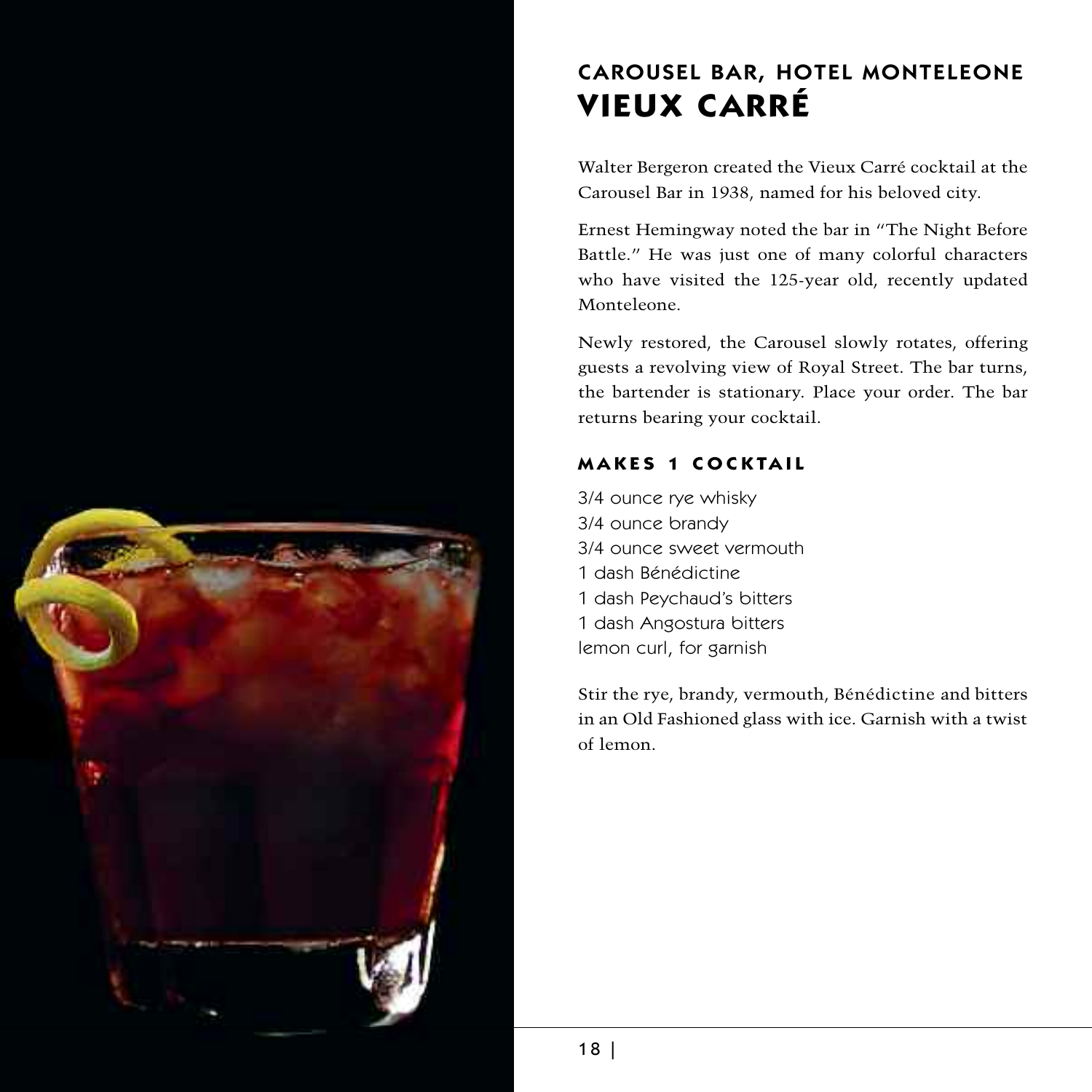## CAROUSEL BAR, HOTEL MONTELEONE

# VIEUX CARRÉ

Walter Bergeron created the Vieux Carré cocktail at the Carousel Bar in 1938, named for his beloved city.

Ernest Hemingway noted the bar in "The Night Before Battle." He was just one of many colorful characters who have visited the 125-year old, recently updated Monteleone.

Newly restored, the Carousel slowly rotates, offering guests a revolving view of Royal Street. The bar turns, the bartender is stationary. Place your order. The bar returns bearing your cocktail.

### MAKES 1 COCKTAIL

3/4 ounce rye whisky
3/4 ounce brandy
3/4 ounce sweet vermouth
1 dash Bénédictine
1 dash Peychaud's bitters
1 dash Angostura bitters
lemon curl, for garnish

Stir the rye, brandy, vermouth, Bénédictine and bitters in an Old Fashioned glass with ice. Garnish with a twist of lemon.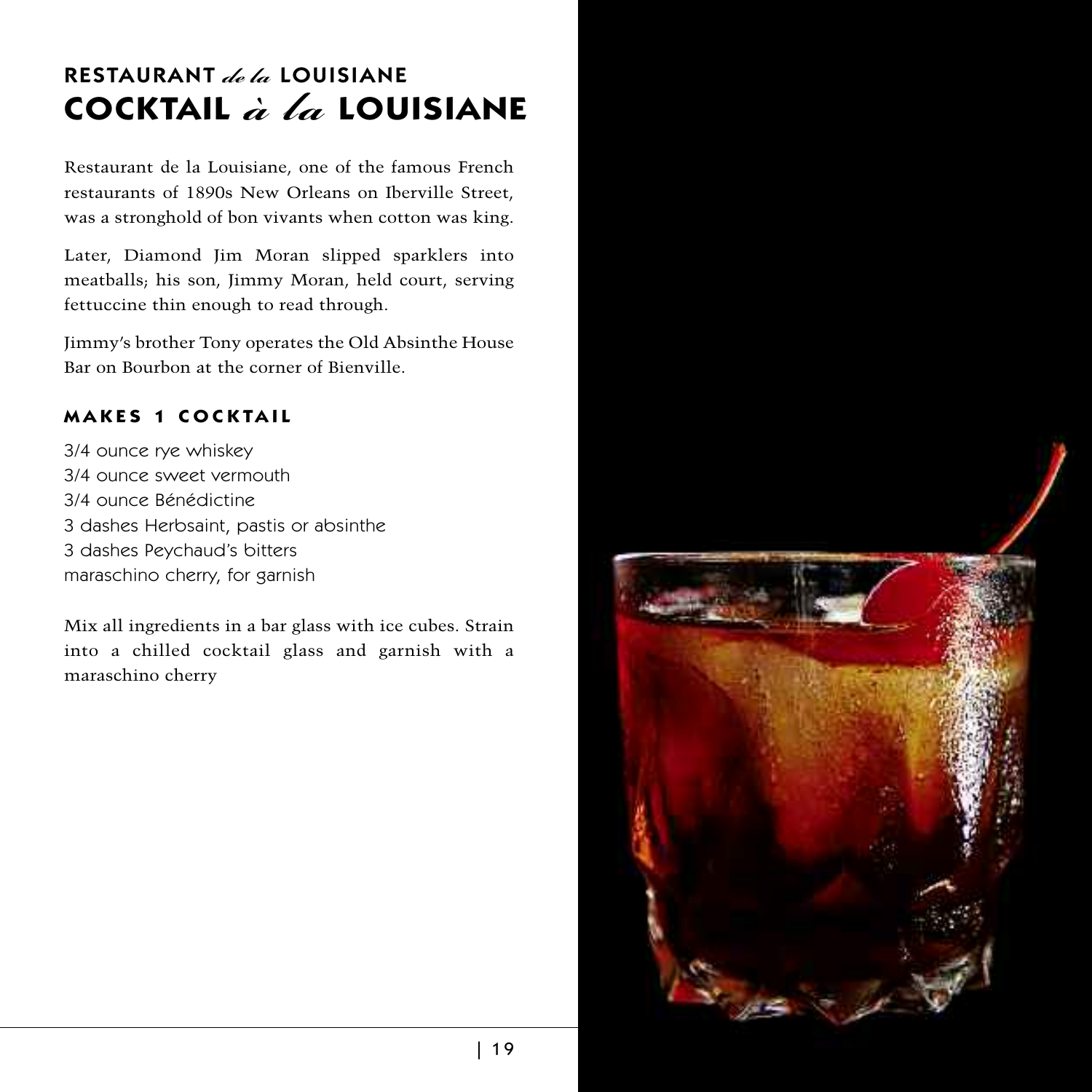# RESTAURANT *de la* LOUISIANE
# COCKTAIL *à la* LOUISIANE

Restaurant de la Louisiane, one of the famous French restaurants of 1890s New Orleans on Iberville Street, was a stronghold of bon vivants when cotton was king.

Later, Diamond Jim Moran slipped sparklers into meatballs; his son, Jimmy Moran, held court, serving fettuccine thin enough to read through.

Jimmy's brother Tony operates the Old Absinthe House Bar on Bourbon at the corner of Bienville.

### MAKES 1 COCKTAIL

3/4 ounce rye whiskey
3/4 ounce sweet vermouth
3/4 ounce Bénédictine
3 dashes Herbsaint, pastis or absinthe
3 dashes Peychaud's bitters
maraschino cherry, for garnish

Mix all ingredients in a bar glass with ice cubes. Strain into a chilled cocktail glass and garnish with a maraschino cherry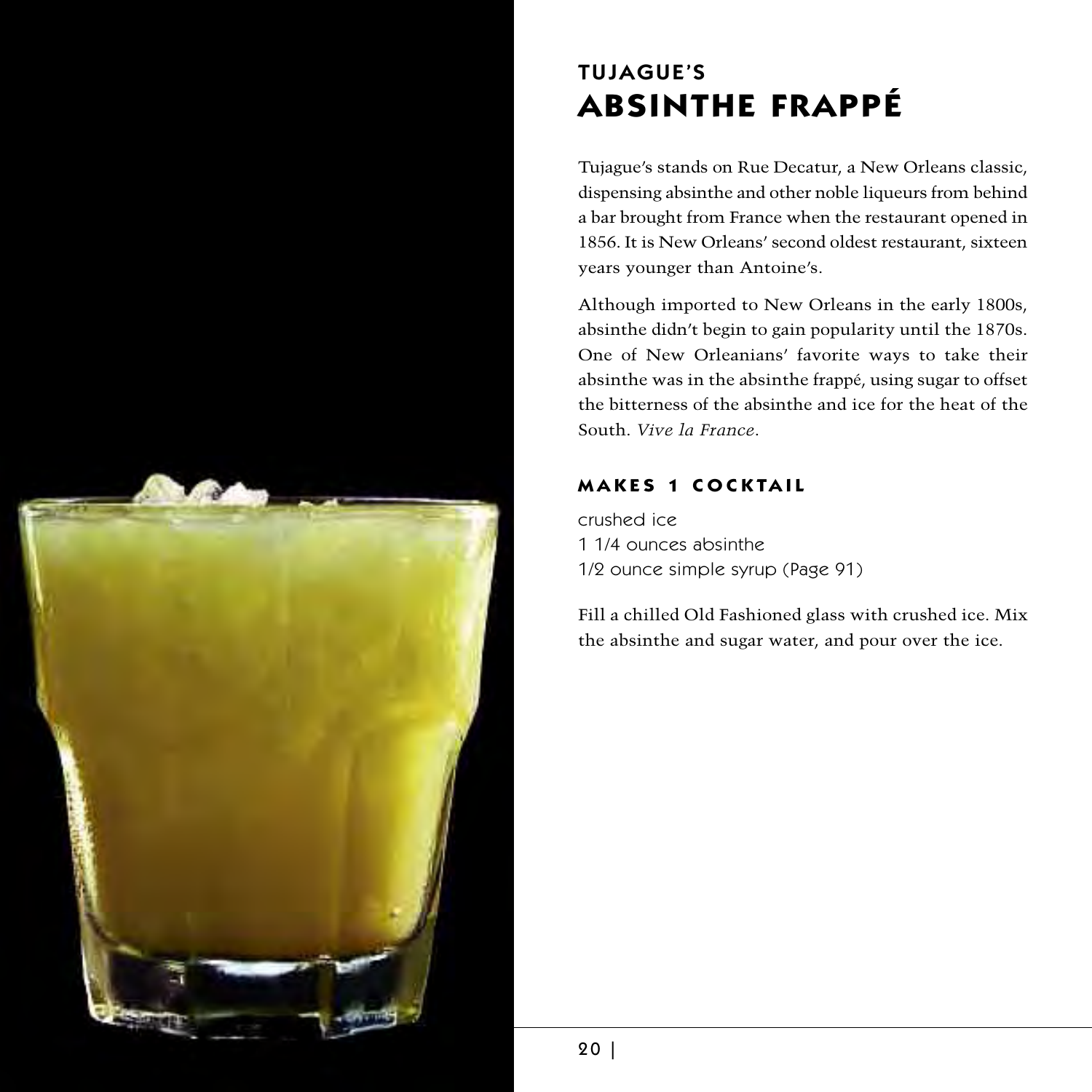## TUJAGUE'S
# ABSINTHE FRAPPÉ

Tujague's stands on Rue Decatur, a New Orleans classic, dispensing absinthe and other noble liqueurs from behind a bar brought from France when the restaurant opened in 1856. It is New Orleans' second oldest restaurant, sixteen years younger than Antoine's.

Although imported to New Orleans in the early 1800s, absinthe didn't begin to gain popularity until the 1870s. One of New Orleanians' favorite ways to take their absinthe was in the absinthe frappé, using sugar to offset the bitterness of the absinthe and ice for the heat of the South. *Vive la France*.

### MAKES 1 COCKTAIL

crushed ice
1 1/4 ounces absinthe
1/2 ounce simple syrup (Page 91)

Fill a chilled Old Fashioned glass with crushed ice. Mix the absinthe and sugar water, and pour over the ice.